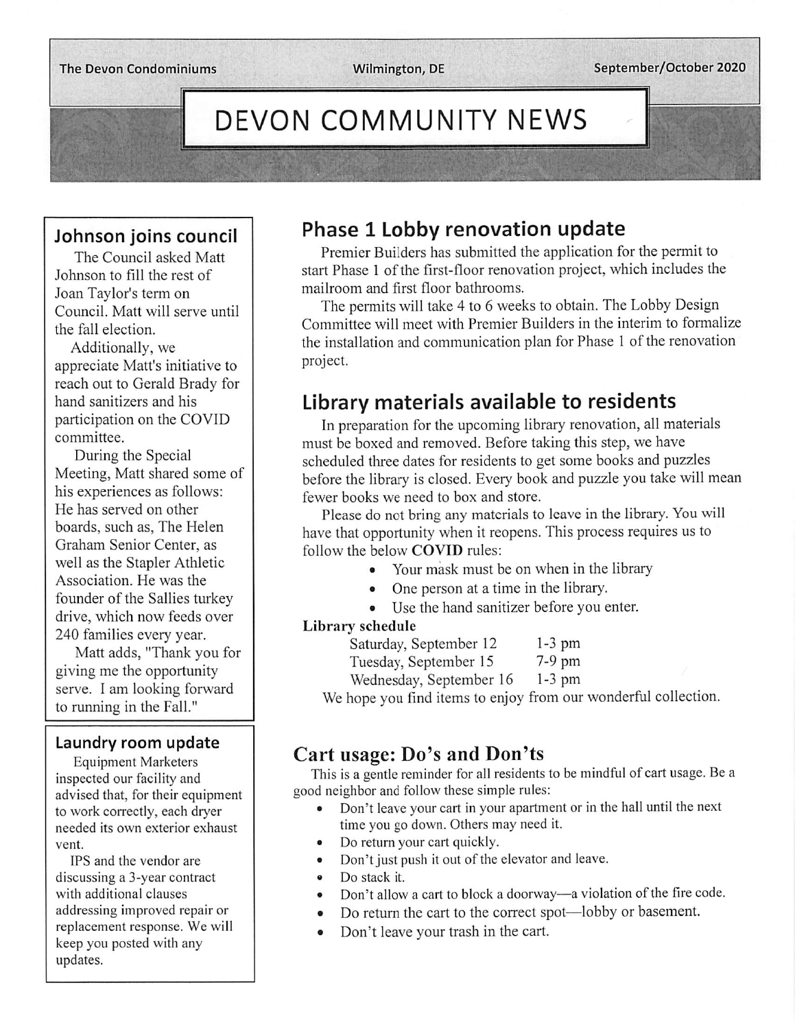The Devon Condominiums | Wilmington, DE | September/October 2020

# DEVON COMMUNITY NEWS

## Johnson joins council

The Council asked Matt Johnson to fill the rest of Joan Taylor's term on Council. Matt will serve until the fall election.

Additionally, we appreciate Matt's initiative to reach out to Gerald Brady for hand sanitizers and his participation on the COVID committee.

During the Special Meeting, Matt shared some of his experiences as follows: He has served on other boards, such as, The Helen Graham Senior Center, as well as the Stapler Athletic Association. He was the founder of the Sallies turkey drive, which now feeds over 240 families every year.

Matt adds, "Thank you for giving me the opportunity serve. I am looking forward to running in the Fall."

## Laundry room update

Equipment Marketers inspected our facility and advised that, for their equipment to work correctly, each dryer needed its own exterior exhaust vent.

IPS and the vendor are discussing a 3-year contract with additional clauses addressing improved repair or replacement response. We will keep you posted with any updates.

## Phase 1 Lobby renovation update

Premier Builders has submitted the application for the permit to start Phase 1 of the first-floor renovation project, which includes the mailroom and first floor bathrooms.

The permits will take 4 to 6 weeks to obtain. The Lobby Design Committee will meet with Premier Builders in the interim to formalize the installation and communication plan for Phase 1 of the renovation project.

## Library materials available to residents

In preparation for the upcoming library renovation, all materials must be boxed and removed. Before taking this step, we have scheduled three dates for residents to get some books and puzzles before the library is closed. Every book and puzzle you take will mean fewer books we need to box and store.

Please do not bring any materials to leave in the library. You will have that opportunity when it reopens. This process requires us to follow the below **COVID** rules:

- Your mask must be on when in the library
- One person at a time in the library.
- Use the hand sanitizer before you enter.

**Library schedule**

| | |
|---|---|
| Saturday, September 12 | 1-3 pm |
| Tuesday, September 15 | 7-9 pm |
| Wednesday, September 16 | 1-3 pm |

We hope you find items to enjoy from our wonderful collection.

## Cart usage: Do's and Don'ts

This is a gentle reminder for all residents to be mindful of cart usage. Be a good neighbor and follow these simple rules:

- Don't leave your cart in your apartment or in the hall until the next time you go down. Others may need it.
- Do return your cart quickly.
- Don't just push it out of the elevator and leave.
- Do stack it.
- Don't allow a cart to block a doorway—a violation of the fire code.
- Do return the cart to the correct spot—lobby or basement.
- Don't leave your trash in the cart.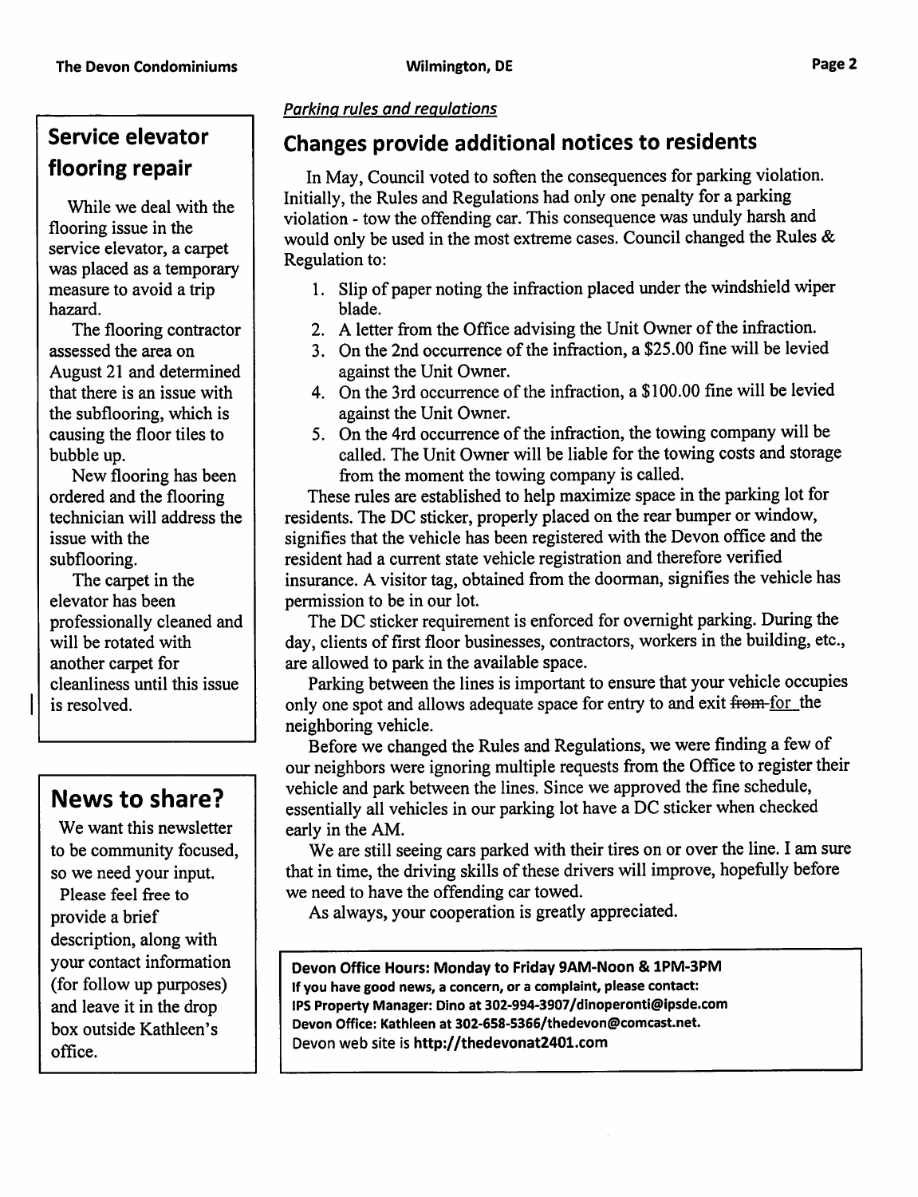## Service elevator flooring repair

While we deal with the flooring issue in the service elevator, a carpet was placed as a temporary measure to avoid a trip hazard.

The flooring contractor assessed the area on August 21 and determined that there is an issue with the subflooring, which is causing the floor tiles to bubble up.

New flooring has been ordered and the flooring technician will address the issue with the subflooring.

The carpet in the elevator has been professionally cleaned and will be rotated with another carpet for cleanliness until this issue is resolved.

## News to share?

We want this newsletter to be community focused, so we need your input.

Please feel free to provide a brief description, along with your contact information (for follow up purposes) and leave it in the drop box outside Kathleen's office.

*Parking rules and regulations*

## Changes provide additional notices to residents

In May, Council voted to soften the consequences for parking violation. Initially, the Rules and Regulations had only one penalty for a parking violation - tow the offending car. This consequence was unduly harsh and would only be used in the most extreme cases. Council changed the Rules & Regulation to:

1. Slip of paper noting the infraction placed under the windshield wiper blade.
2. A letter from the Office advising the Unit Owner of the infraction.
3. On the 2nd occurrence of the infraction, a $25.00 fine will be levied against the Unit Owner.
4. On the 3rd occurrence of the infraction, a $100.00 fine will be levied against the Unit Owner.
5. On the 4rd occurrence of the infraction, the towing company will be called. The Unit Owner will be liable for the towing costs and storage from the moment the towing company is called.

These rules are established to help maximize space in the parking lot for residents. The DC sticker, properly placed on the rear bumper or window, signifies that the vehicle has been registered with the Devon office and the resident had a current state vehicle registration and therefore verified insurance. A visitor tag, obtained from the doorman, signifies the vehicle has permission to be in our lot.

The DC sticker requirement is enforced for overnight parking. During the day, clients of first floor businesses, contractors, workers in the building, etc., are allowed to park in the available space.

Parking between the lines is important to ensure that your vehicle occupies only one spot and allows adequate space for entry to and exit ~~from~~ for the neighboring vehicle.

Before we changed the Rules and Regulations, we were finding a few of our neighbors were ignoring multiple requests from the Office to register their vehicle and park between the lines. Since we approved the fine schedule, essentially all vehicles in our parking lot have a DC sticker when checked early in the AM.

We are still seeing cars parked with their tires on or over the line. I am sure that in time, the driving skills of these drivers will improve, hopefully before we need to have the offending car towed.

As always, your cooperation is greatly appreciated.

**Devon Office Hours: Monday to Friday 9AM-Noon & 1PM-3PM**
**If you have good news, a concern, or a complaint, please contact:**
**IPS Property Manager: Dino at 302-994-3907/dinoperonti@ipsde.com**
**Devon Office: Kathleen at 302-658-5366/thedevon@comcast.net.**
Devon web site is **http://thedevonat2401.com**